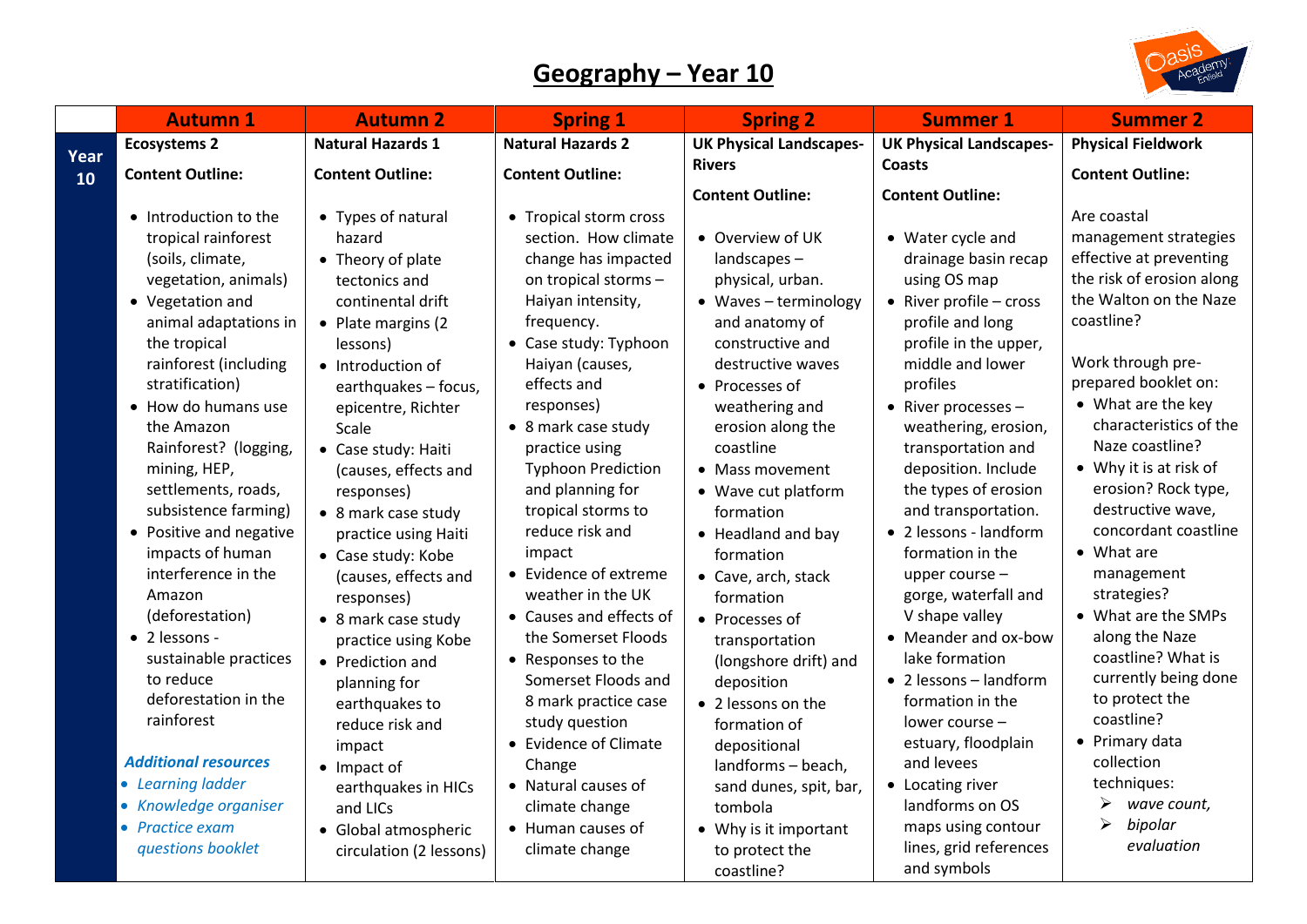# Geography – Year 10

| | Autumn 1 | Autumn 2 | Spring 1 | Spring 2 | Summer 1 | Summer 2 |
|---|---|---|---|---|---|---|
| **Year 10** | **Ecosystems 2**<br><br>**Content Outline:**<br><br>• Introduction to the tropical rainforest (soils, climate, vegetation, animals)<br>• Vegetation and animal adaptations in the tropical rainforest (including stratification)<br>• How do humans use the Amazon Rainforest? (logging, mining, HEP, settlements, roads, subsistence farming)<br>• Positive and negative impacts of human interference in the Amazon (deforestation)<br>• 2 lessons - sustainable practices to reduce deforestation in the rainforest<br><br>***Additional resources***<br>• *Learning ladder*<br>• *Knowledge organiser*<br>• *Practice exam questions booklet* | **Natural Hazards 1**<br><br>**Content Outline:**<br><br>• Types of natural hazard<br>• Theory of plate tectonics and continental drift<br>• Plate margins (2 lessons)<br>• Introduction of earthquakes – focus, epicentre, Richter Scale<br>• Case study: Haiti (causes, effects and responses)<br>• 8 mark case study practice using Haiti<br>• Case study: Kobe (causes, effects and responses)<br>• 8 mark case study practice using Kobe<br>• Prediction and planning for earthquakes to reduce risk and impact<br>• Impact of earthquakes in HICs and LICs<br>• Global atmospheric circulation (2 lessons) | **Natural Hazards 2**<br><br>**Content Outline:**<br><br>• Tropical storm cross section. How climate change has impacted on tropical storms – Haiyan intensity, frequency.<br>• Case study: Typhoon Haiyan (causes, effects and responses)<br>• 8 mark case study practice using Typhoon Prediction and planning for tropical storms to reduce risk and impact<br>• Evidence of extreme weather in the UK<br>• Causes and effects of the Somerset Floods<br>• Responses to the Somerset Floods and 8 mark practice case study question<br>• Evidence of Climate Change<br>• Natural causes of climate change<br>• Human causes of climate change | **UK Physical Landscapes-Rivers**<br><br>**Content Outline:**<br><br>• Overview of UK landscapes – physical, urban.<br>• Waves – terminology and anatomy of constructive and destructive waves<br>• Processes of weathering and erosion along the coastline<br>• Mass movement<br>• Wave cut platform formation<br>• Headland and bay formation<br>• Cave, arch, stack formation<br>• Processes of transportation (longshore drift) and deposition<br>• 2 lessons on the formation of depositional landforms – beach, sand dunes, spit, bar, tombola<br>• Why is it important to protect the coastline? | **UK Physical Landscapes-Coasts**<br><br>**Content Outline:**<br><br>• Water cycle and drainage basin recap using OS map<br>• River profile – cross profile and long profile in the upper, middle and lower profiles<br>• River processes – weathering, erosion, transportation and deposition. Include the types of erosion and transportation.<br>• 2 lessons - landform formation in the upper course – gorge, waterfall and V shape valley<br>• Meander and ox-bow lake formation<br>• 2 lessons – landform formation in the lower course – estuary, floodplain and levees<br>• Locating river landforms on OS maps using contour lines, grid references and symbols | **Physical Fieldwork**<br><br>**Content Outline:**<br><br>Are coastal management strategies effective at preventing the risk of erosion along the Walton on the Naze coastline?<br><br>Work through pre-prepared booklet on:<br>• What are the key characteristics of the Naze coastline?<br>• Why it is at risk of erosion? Rock type, destructive wave, concordant coastline<br>• What are management strategies?<br>• What are the SMPs along the Naze coastline? What is currently being done to protect the coastline?<br>• Primary data collection techniques:<br>➢ *wave count,*<br>➢ *bipolar evaluation* |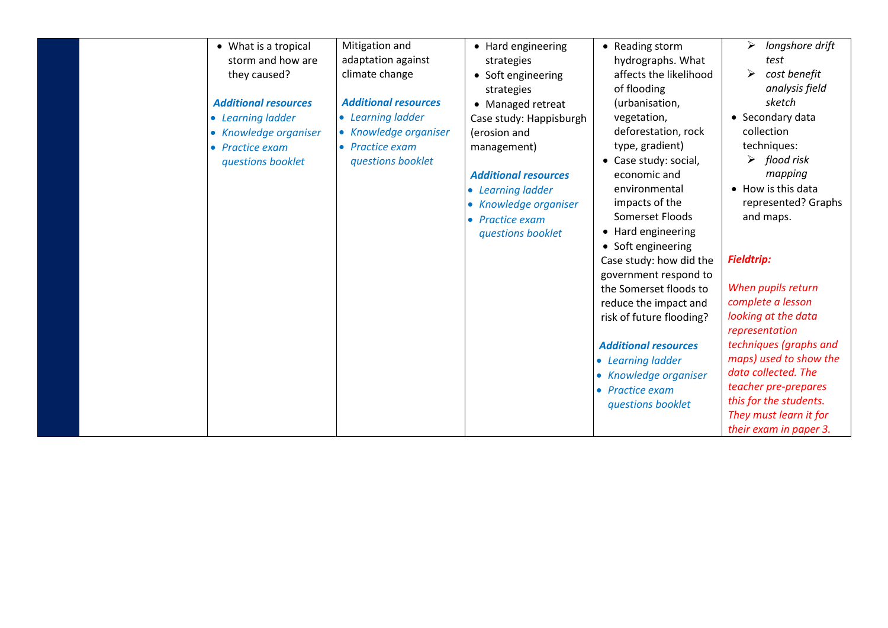|  |  |  |  |  |  |  |
|---|---|---|---|---|---|---|
|  |  | • What is a tropical storm and how are they caused?<br><br>***Additional resources***<br>• *Learning ladder*<br>• *Knowledge organiser*<br>• *Practice exam questions booklet* | Mitigation and adaptation against climate change<br><br>***Additional resources***<br>• *Learning ladder*<br>• *Knowledge organiser*<br>• *Practice exam questions booklet* | • Hard engineering strategies<br>• Soft engineering strategies<br>• Managed retreat<br>Case study: Happisburgh (erosion and management)<br><br>***Additional resources***<br>• *Learning ladder*<br>• *Knowledge organiser*<br>• *Practice exam questions booklet* | • Reading storm hydrographs. What affects the likelihood of flooding (urbanisation, vegetation, deforestation, rock type, gradient)<br>• Case study: social, economic and environmental impacts of the Somerset Floods<br>• Hard engineering<br>• Soft engineering<br>Case study: how did the government respond to the Somerset floods to reduce the impact and risk of future flooding?<br><br>***Additional resources***<br>• *Learning ladder*<br>• *Knowledge organiser*<br>• *Practice exam questions booklet* | ➢ *longshore drift test*<br>➢ *cost benefit analysis field sketch*<br>• Secondary data collection techniques:<br>➢ *flood risk mapping*<br>• How is this data represented? Graphs and maps.<br><br>***Fieldtrip:***<br><br>*When pupils return complete a lesson looking at the data representation techniques (graphs and maps) used to show the data collected. The teacher pre-prepares this for the students. They must learn it for their exam in paper 3.* |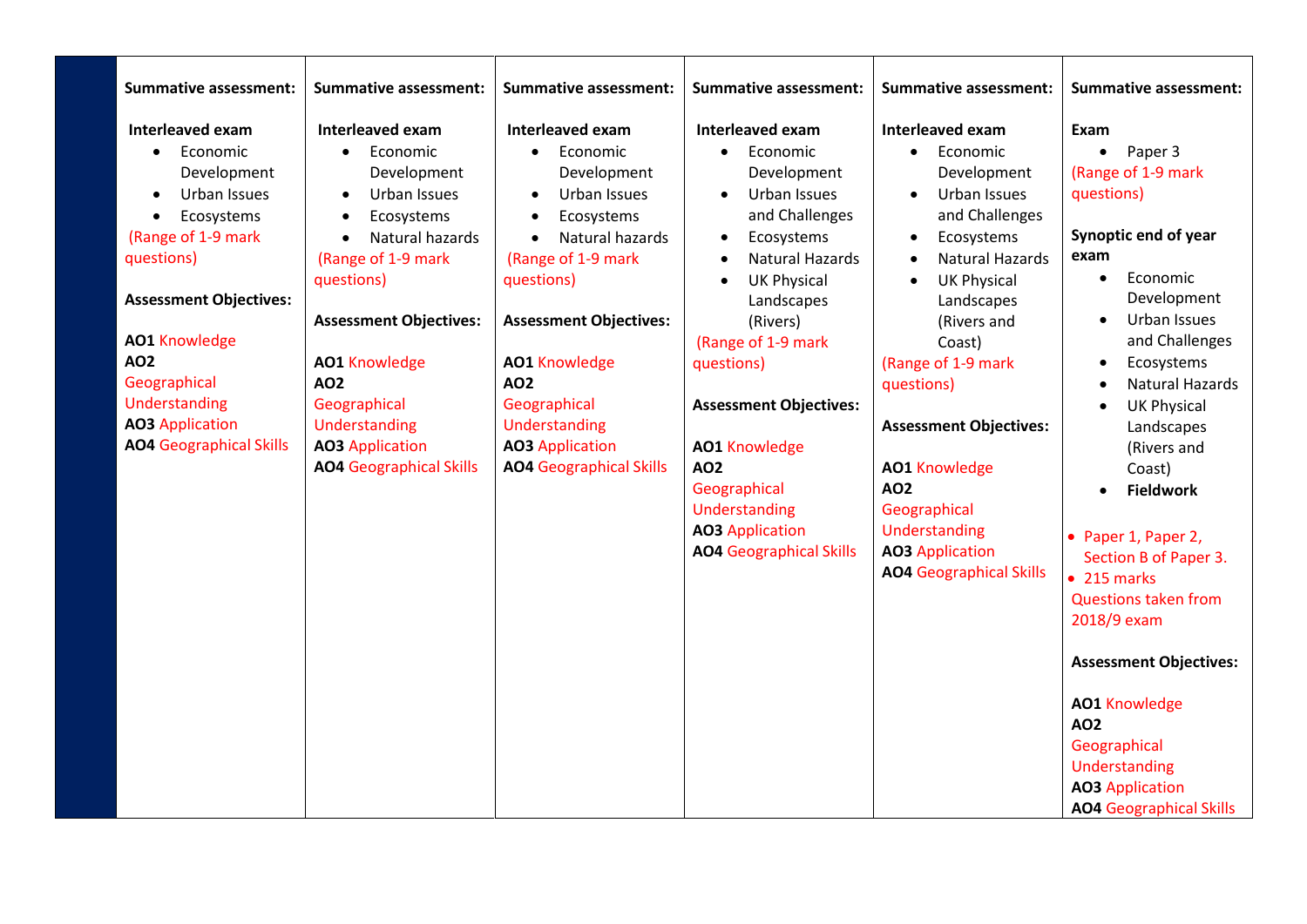| | | | | | | |
|---|---|---|---|---|---|---|
| | **Summative assessment:**<br><br>**Interleaved exam**<br>• Economic Development<br>• Urban Issues<br>• Ecosystems<br>(Range of 1-9 mark questions)<br><br>**Assessment Objectives:**<br><br>**AO1** Knowledge<br>**AO2** Geographical Understanding<br>**AO3** Application<br>**AO4** Geographical Skills | **Summative assessment:**<br><br>**Interleaved exam**<br>• Economic Development<br>• Urban Issues<br>• Ecosystems<br>• Natural hazards<br>(Range of 1-9 mark questions)<br><br>**Assessment Objectives:**<br><br>**AO1** Knowledge<br>**AO2** Geographical Understanding<br>**AO3** Application<br>**AO4** Geographical Skills | **Summative assessment:**<br><br>**Interleaved exam**<br>• Economic Development<br>• Urban Issues<br>• Ecosystems<br>• Natural hazards<br>(Range of 1-9 mark questions)<br><br>**Assessment Objectives:**<br><br>**AO1** Knowledge<br>**AO2** Geographical Understanding<br>**AO3** Application<br>**AO4** Geographical Skills | **Summative assessment:**<br><br>**Interleaved exam**<br>• Economic Development<br>• Urban Issues and Challenges<br>• Ecosystems<br>• Natural Hazards<br>• UK Physical Landscapes (Rivers)<br>(Range of 1-9 mark questions)<br><br>**Assessment Objectives:**<br><br>**AO1** Knowledge<br>**AO2** Geographical Understanding<br>**AO3** Application<br>**AO4** Geographical Skills | **Summative assessment:**<br><br>**Interleaved exam**<br>• Economic Development<br>• Urban Issues and Challenges<br>• Ecosystems<br>• Natural Hazards<br>• UK Physical Landscapes (Rivers and Coast)<br>(Range of 1-9 mark questions)<br><br>**Assessment Objectives:**<br><br>**AO1** Knowledge<br>**AO2** Geographical Understanding<br>**AO3** Application<br>**AO4** Geographical Skills | **Summative assessment:**<br><br>**Exam**<br>• Paper 3<br>(Range of 1-9 mark questions)<br><br>**Synoptic end of year exam**<br>• Economic Development<br>• Urban Issues and Challenges<br>• Ecosystems<br>• Natural Hazards<br>• UK Physical Landscapes (Rivers and Coast)<br>• **Fieldwork**<br><br>• Paper 1, Paper 2, Section B of Paper 3.<br>• 215 marks<br>Questions taken from 2018/9 exam<br><br>**Assessment Objectives:**<br><br>**AO1** Knowledge<br>**AO2** Geographical Understanding<br>**AO3** Application<br>**AO4** Geographical Skills |